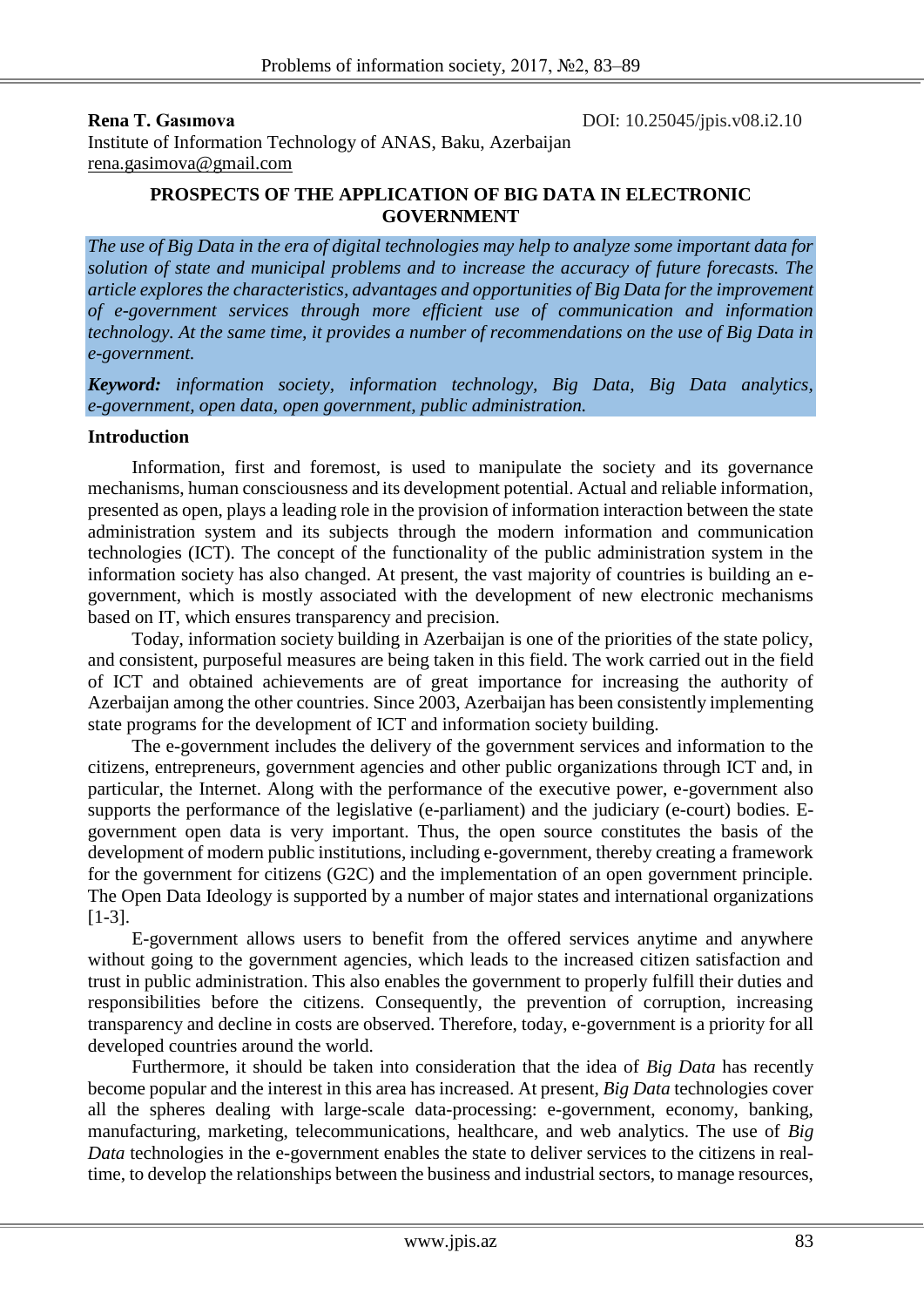**Rena T. Gasımova**

DOI: 10.25045/jpis.v08.i2.10

Institute of Information Technology of ANAS, Baku, Azerbaijan

rena.gasimova@gmail.com

# PROSPECTS OF THE APPLICATION OF BIG DATA IN ELECTRONIC GOVERNMENT

*The use of Big Data in the era of digital technologies may help to analyze some important data for solution of state and municipal problems and to increase the accuracy of future forecasts. The article explores the characteristics, advantages and opportunities of Big Data for the improvement of e-government services through more efficient use of communication and information technology. At the same time, it provides a number of recommendations on the use of Big Data in e-government.*

***Keyword:*** *information society, information technology, Big Data, Big Data analytics, e-government, open data, open government, public administration.*

## Introduction

Information, first and foremost, is used to manipulate the society and its governance mechanisms, human consciousness and its development potential. Actual and reliable information, presented as open, plays a leading role in the provision of information interaction between the state administration system and its subjects through the modern information and communication technologies (ICT). The concept of the functionality of the public administration system in the information society has also changed. At present, the vast majority of countries is building an e-government, which is mostly associated with the development of new electronic mechanisms based on IT, which ensures transparency and precision.

Today, information society building in Azerbaijan is one of the priorities of the state policy, and consistent, purposeful measures are being taken in this field. The work carried out in the field of ICT and obtained achievements are of great importance for increasing the authority of Azerbaijan among the other countries. Since 2003, Azerbaijan has been consistently implementing state programs for the development of ICT and information society building.

The e-government includes the delivery of the government services and information to the citizens, entrepreneurs, government agencies and other public organizations through ICT and, in particular, the Internet. Along with the performance of the executive power, e-government also supports the performance of the legislative (e-parliament) and the judiciary (e-court) bodies. E-government open data is very important. Thus, the open source constitutes the basis of the development of modern public institutions, including e-government, thereby creating a framework for the government for citizens (G2C) and the implementation of an open government principle. The Open Data Ideology is supported by a number of major states and international organizations [1-3].

E-government allows users to benefit from the offered services anytime and anywhere without going to the government agencies, which leads to the increased citizen satisfaction and trust in public administration. This also enables the government to properly fulfill their duties and responsibilities before the citizens. Consequently, the prevention of corruption, increasing transparency and decline in costs are observed. Therefore, today, e-government is a priority for all developed countries around the world.

Furthermore, it should be taken into consideration that the idea of *Big Data* has recently become popular and the interest in this area has increased. At present, *Big Data* technologies cover all the spheres dealing with large-scale data-processing: e-government, economy, banking, manufacturing, marketing, telecommunications, healthcare, and web analytics. The use of *Big Data* technologies in the e-government enables the state to deliver services to the citizens in real-time, to develop the relationships between the business and industrial sectors, to manage resources,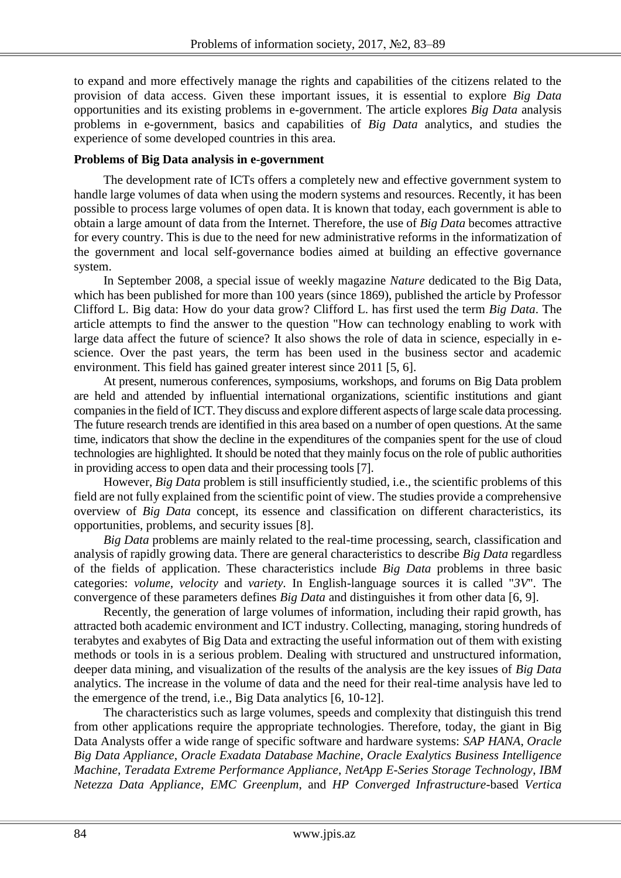to expand and more effectively manage the rights and capabilities of the citizens related to the provision of data access. Given these important issues, it is essential to explore *Big Data* opportunities and its existing problems in e-government. The article explores *Big Data* analysis problems in e-government, basics and capabilities of *Big Data* analytics, and studies the experience of some developed countries in this area.

**Problems of Big Data analysis in e-government**

The development rate of ICTs offers a completely new and effective government system to handle large volumes of data when using the modern systems and resources. Recently, it has been possible to process large volumes of open data. It is known that today, each government is able to obtain a large amount of data from the Internet. Therefore, the use of *Big Data* becomes attractive for every country. This is due to the need for new administrative reforms in the informatization of the government and local self-governance bodies aimed at building an effective governance system.

In September 2008, a special issue of weekly magazine *Nature* dedicated to the Big Data, which has been published for more than 100 years (since 1869), published the article by Professor Clifford L. Big data: How do your data grow? Clifford L. has first used the term *Big Data*. The article attempts to find the answer to the question "How can technology enabling to work with large data affect the future of science? It also shows the role of data in science, especially in e-science. Over the past years, the term has been used in the business sector and academic environment. This field has gained greater interest since 2011 [5, 6].

At present, numerous conferences, symposiums, workshops, and forums on Big Data problem are held and attended by influential international organizations, scientific institutions and giant companies in the field of ICT. They discuss and explore different aspects of large scale data processing. The future research trends are identified in this area based on a number of open questions. At the same time, indicators that show the decline in the expenditures of the companies spent for the use of cloud technologies are highlighted. It should be noted that they mainly focus on the role of public authorities in providing access to open data and their processing tools [7].

However, *Big Data* problem is still insufficiently studied, i.e., the scientific problems of this field are not fully explained from the scientific point of view. The studies provide a comprehensive overview of *Big Data* concept, its essence and classification on different characteristics, its opportunities, problems, and security issues [8].

*Big Data* problems are mainly related to the real-time processing, search, classification and analysis of rapidly growing data. There are general characteristics to describe *Big Data* regardless of the fields of application. These characteristics include *Big Data* problems in three basic categories: *volume*, *velocity* and *variety*. In English-language sources it is called "*3V*". The convergence of these parameters defines *Big Data* and distinguishes it from other data [6, 9].

Recently, the generation of large volumes of information, including their rapid growth, has attracted both academic environment and ICT industry. Collecting, managing, storing hundreds of terabytes and exabytes of Big Data and extracting the useful information out of them with existing methods or tools in is a serious problem. Dealing with structured and unstructured information, deeper data mining, and visualization of the results of the analysis are the key issues of *Big Data* analytics. The increase in the volume of data and the need for their real-time analysis have led to the emergence of the trend, i.e., Big Data analytics [6, 10-12].

The characteristics such as large volumes, speeds and complexity that distinguish this trend from other applications require the appropriate technologies. Therefore, today, the giant in Big Data Analysts offer a wide range of specific software and hardware systems: *SAP HANA*, *Oracle Big Data Appliance*, *Oracle Exadata Database Machine*, *Oracle Exalytics Business Intelligence Machine*, *Teradata Extreme Performance Appliance*, *NetApp E-Series Storage Technology*, *IBM Netezza Data Appliance*, *EMC Greenplum*, and *HP Converged Infrastructure*-based *Vertica*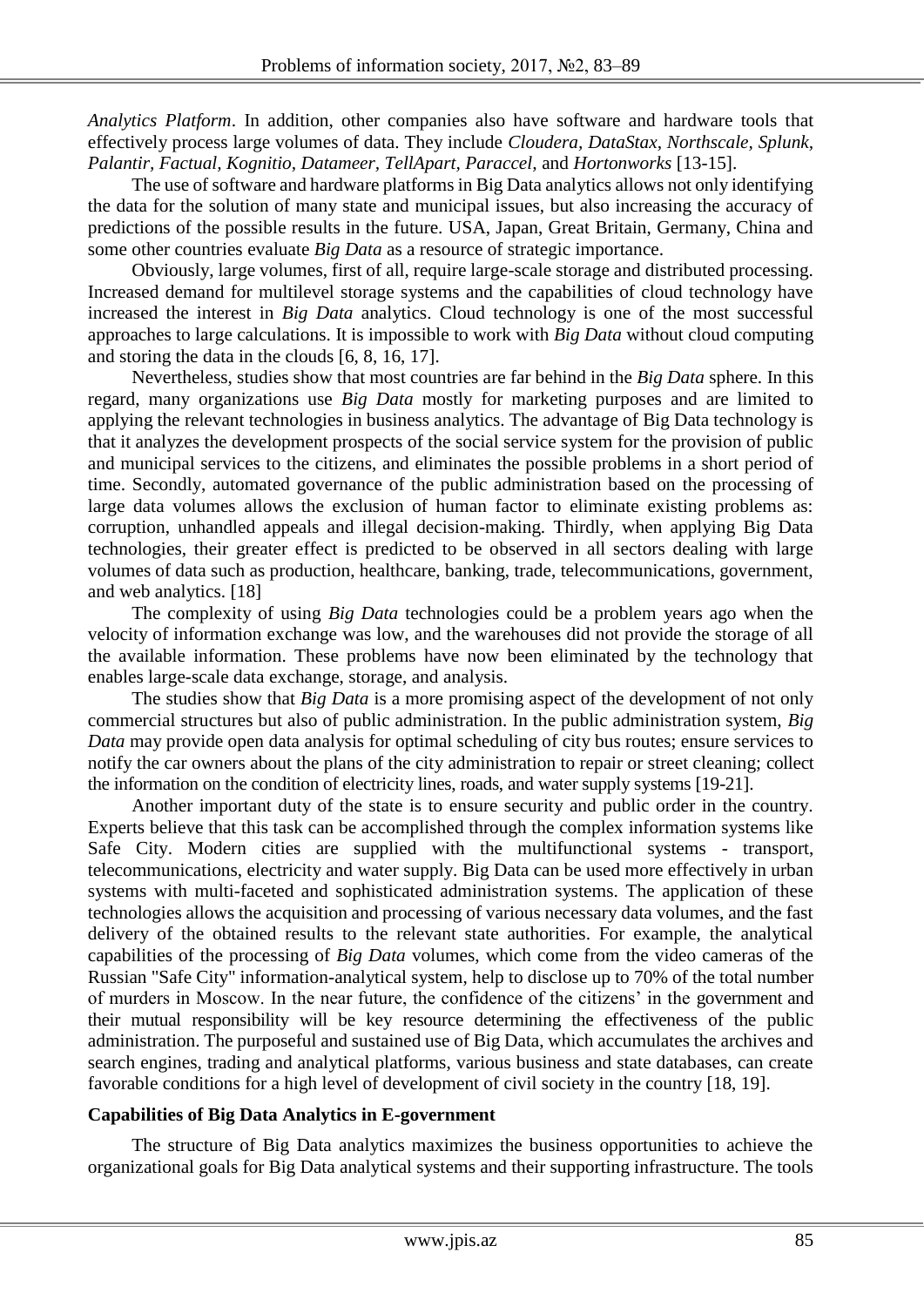*Analytics Platform*. In addition, other companies also have software and hardware tools that effectively process large volumes of data. They include *Cloudera, DataStax, Northscale, Splunk, Palantir, Factual, Kognitio, Datameer, TellApart, Paraccel,* and *Hortonworks* [13-15].

The use of software and hardware platforms in Big Data analytics allows not only identifying the data for the solution of many state and municipal issues, but also increasing the accuracy of predictions of the possible results in the future. USA, Japan, Great Britain, Germany, China and some other countries evaluate *Big Data* as a resource of strategic importance.

Obviously, large volumes, first of all, require large-scale storage and distributed processing. Increased demand for multilevel storage systems and the capabilities of cloud technology have increased the interest in *Big Data* analytics. Cloud technology is one of the most successful approaches to large calculations. It is impossible to work with *Big Data* without cloud computing and storing the data in the clouds [6, 8, 16, 17].

Nevertheless, studies show that most countries are far behind in the *Big Data* sphere. In this regard, many organizations use *Big Data* mostly for marketing purposes and are limited to applying the relevant technologies in business analytics. The advantage of Big Data technology is that it analyzes the development prospects of the social service system for the provision of public and municipal services to the citizens, and eliminates the possible problems in a short period of time. Secondly, automated governance of the public administration based on the processing of large data volumes allows the exclusion of human factor to eliminate existing problems as: corruption, unhandled appeals and illegal decision-making. Thirdly, when applying Big Data technologies, their greater effect is predicted to be observed in all sectors dealing with large volumes of data such as production, healthcare, banking, trade, telecommunications, government, and web analytics. [18]

The complexity of using *Big Data* technologies could be a problem years ago when the velocity of information exchange was low, and the warehouses did not provide the storage of all the available information. These problems have now been eliminated by the technology that enables large-scale data exchange, storage, and analysis.

The studies show that *Big Data* is a more promising aspect of the development of not only commercial structures but also of public administration. In the public administration system, *Big Data* may provide open data analysis for optimal scheduling of city bus routes; ensure services to notify the car owners about the plans of the city administration to repair or street cleaning; collect the information on the condition of electricity lines, roads, and water supply systems [19-21].

Another important duty of the state is to ensure security and public order in the country. Experts believe that this task can be accomplished through the complex information systems like Safe City. Modern cities are supplied with the multifunctional systems - transport, telecommunications, electricity and water supply. Big Data can be used more effectively in urban systems with multi-faceted and sophisticated administration systems. The application of these technologies allows the acquisition and processing of various necessary data volumes, and the fast delivery of the obtained results to the relevant state authorities. For example, the analytical capabilities of the processing of *Big Data* volumes, which come from the video cameras of the Russian "Safe City" information-analytical system, help to disclose up to 70% of the total number of murders in Moscow. In the near future, the confidence of the citizens' in the government and their mutual responsibility will be key resource determining the effectiveness of the public administration. The purposeful and sustained use of Big Data, which accumulates the archives and search engines, trading and analytical platforms, various business and state databases, can create favorable conditions for a high level of development of civil society in the country [18, 19].

## Capabilities of Big Data Analytics in E-government

The structure of Big Data analytics maximizes the business opportunities to achieve the organizational goals for Big Data analytical systems and their supporting infrastructure. The tools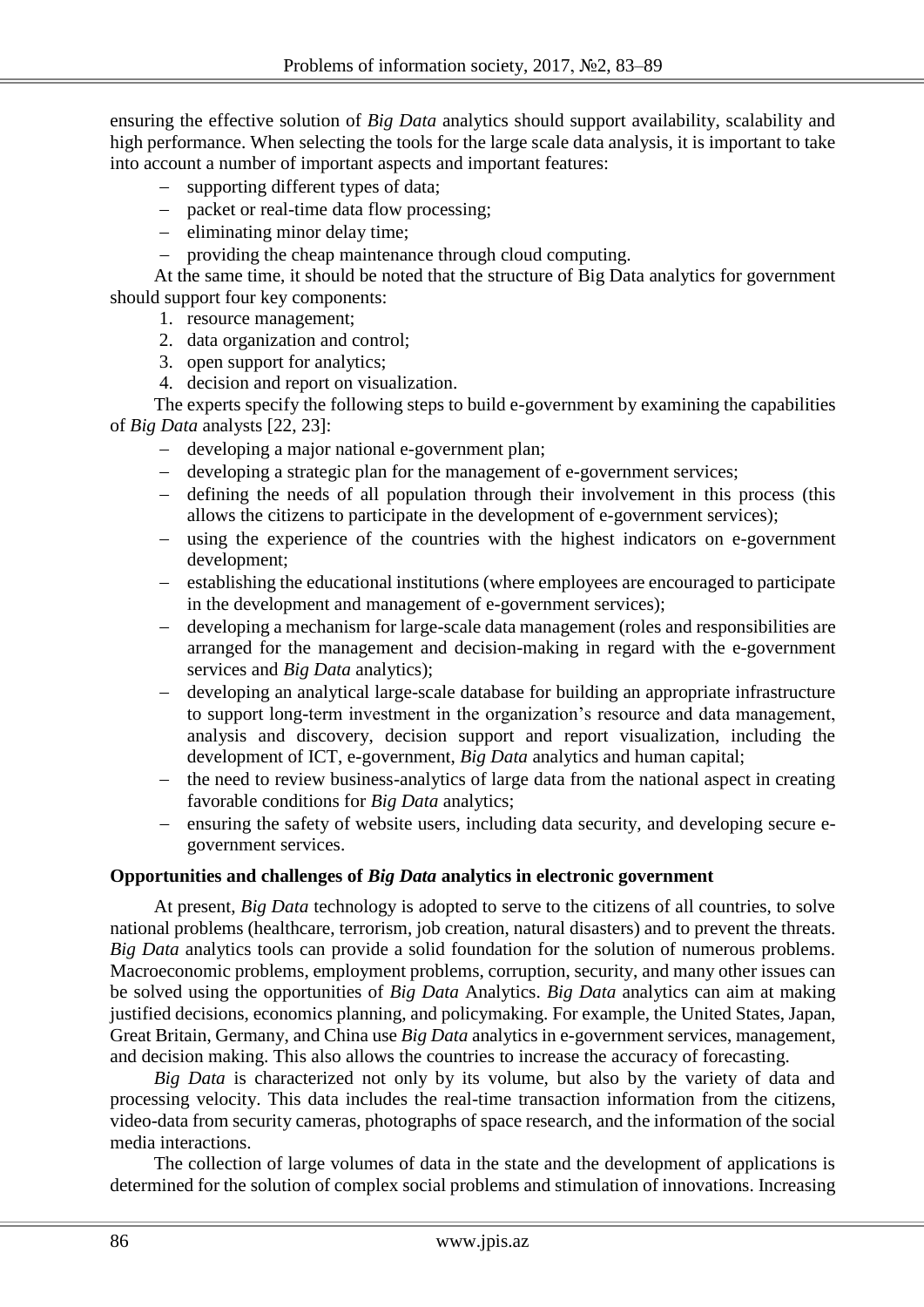ensuring the effective solution of *Big Data* analytics should support availability, scalability and high performance. When selecting the tools for the large scale data analysis, it is important to take into account a number of important aspects and important features:

- supporting different types of data;
- packet or real-time data flow processing;
- eliminating minor delay time;
- providing the cheap maintenance through cloud computing.

At the same time, it should be noted that the structure of Big Data analytics for government should support four key components:

1. resource management;
2. data organization and control;
3. open support for analytics;
4. decision and report on visualization.

The experts specify the following steps to build e-government by examining the capabilities of *Big Data* analysts [22, 23]:

- developing a major national e-government plan;
- developing a strategic plan for the management of e-government services;
- defining the needs of all population through their involvement in this process (this allows the citizens to participate in the development of e-government services);
- using the experience of the countries with the highest indicators on e-government development;
- establishing the educational institutions (where employees are encouraged to participate in the development and management of e-government services);
- developing a mechanism for large-scale data management (roles and responsibilities are arranged for the management and decision-making in regard with the e-government services and *Big Data* analytics);
- developing an analytical large-scale database for building an appropriate infrastructure to support long-term investment in the organization's resource and data management, analysis and discovery, decision support and report visualization, including the development of ICT, e-government, *Big Data* analytics and human capital;
- the need to review business-analytics of large data from the national aspect in creating favorable conditions for *Big Data* analytics;
- ensuring the safety of website users, including data security, and developing secure e-government services.

**Opportunities and challenges of *Big Data* analytics in electronic government**

At present, *Big Data* technology is adopted to serve to the citizens of all countries, to solve national problems (healthcare, terrorism, job creation, natural disasters) and to prevent the threats. *Big Data* analytics tools can provide a solid foundation for the solution of numerous problems. Macroeconomic problems, employment problems, corruption, security, and many other issues can be solved using the opportunities of *Big Data* Analytics. *Big Data* analytics can aim at making justified decisions, economics planning, and policymaking. For example, the United States, Japan, Great Britain, Germany, and China use *Big Data* analytics in e-government services, management, and decision making. This also allows the countries to increase the accuracy of forecasting.

*Big Data* is characterized not only by its volume, but also by the variety of data and processing velocity. This data includes the real-time transaction information from the citizens, video-data from security cameras, photographs of space research, and the information of the social media interactions.

The collection of large volumes of data in the state and the development of applications is determined for the solution of complex social problems and stimulation of innovations. Increasing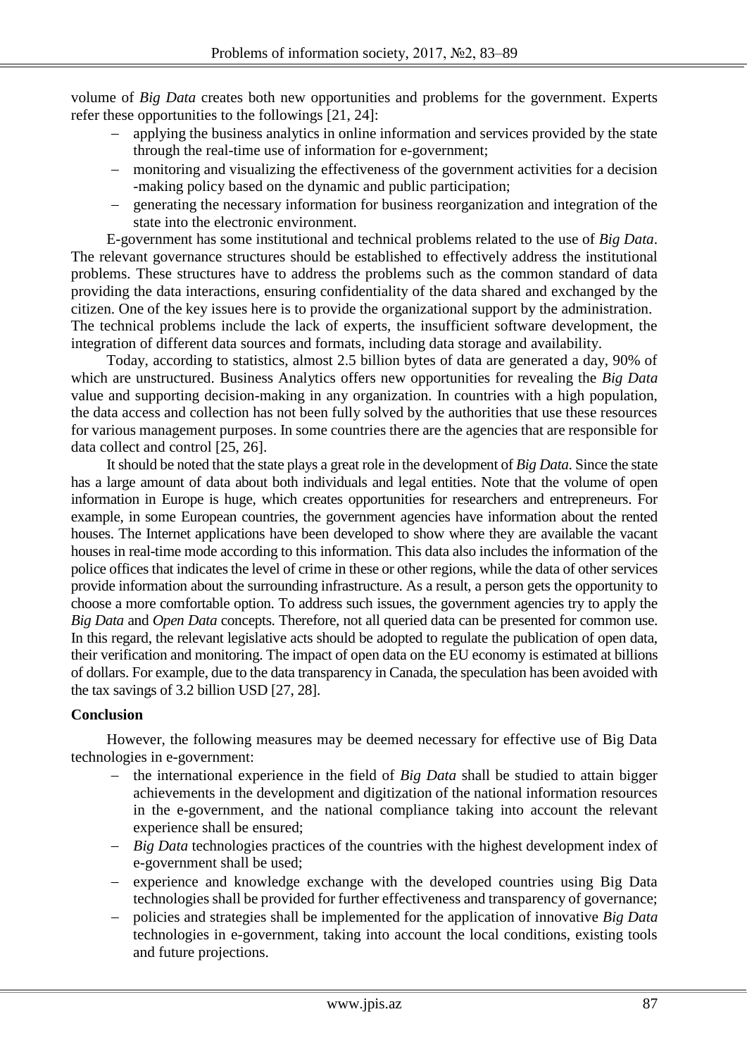volume of *Big Data* creates both new opportunities and problems for the government. Experts refer these opportunities to the followings [21, 24]:

- applying the business analytics in online information and services provided by the state through the real-time use of information for e-government;
- monitoring and visualizing the effectiveness of the government activities for a decision -making policy based on the dynamic and public participation;
- generating the necessary information for business reorganization and integration of the state into the electronic environment.

E-government has some institutional and technical problems related to the use of *Big Data*. The relevant governance structures should be established to effectively address the institutional problems. These structures have to address the problems such as the common standard of data providing the data interactions, ensuring confidentiality of the data shared and exchanged by the citizen. One of the key issues here is to provide the organizational support by the administration. The technical problems include the lack of experts, the insufficient software development, the integration of different data sources and formats, including data storage and availability.

Today, according to statistics, almost 2.5 billion bytes of data are generated a day, 90% of which are unstructured. Business Analytics offers new opportunities for revealing the *Big Data* value and supporting decision-making in any organization. In countries with a high population, the data access and collection has not been fully solved by the authorities that use these resources for various management purposes. In some countries there are the agencies that are responsible for data collect and control [25, 26].

It should be noted that the state plays a great role in the development of *Big Data*. Since the state has a large amount of data about both individuals and legal entities. Note that the volume of open information in Europe is huge, which creates opportunities for researchers and entrepreneurs. For example, in some European countries, the government agencies have information about the rented houses. The Internet applications have been developed to show where they are available the vacant houses in real-time mode according to this information. This data also includes the information of the police offices that indicates the level of crime in these or other regions, while the data of other services provide information about the surrounding infrastructure. As a result, a person gets the opportunity to choose a more comfortable option. To address such issues, the government agencies try to apply the *Big Data* and *Open Data* concepts. Therefore, not all queried data can be presented for common use. In this regard, the relevant legislative acts should be adopted to regulate the publication of open data, their verification and monitoring. The impact of open data on the EU economy is estimated at billions of dollars. For example, due to the data transparency in Canada, the speculation has been avoided with the tax savings of 3.2 billion USD [27, 28].

**Conclusion**

However, the following measures may be deemed necessary for effective use of Big Data technologies in e-government:

- the international experience in the field of *Big Data* shall be studied to attain bigger achievements in the development and digitization of the national information resources in the e-government, and the national compliance taking into account the relevant experience shall be ensured;
- *Big Data* technologies practices of the countries with the highest development index of e-government shall be used;
- experience and knowledge exchange with the developed countries using Big Data technologies shall be provided for further effectiveness and transparency of governance;
- policies and strategies shall be implemented for the application of innovative *Big Data* technologies in e-government, taking into account the local conditions, existing tools and future projections.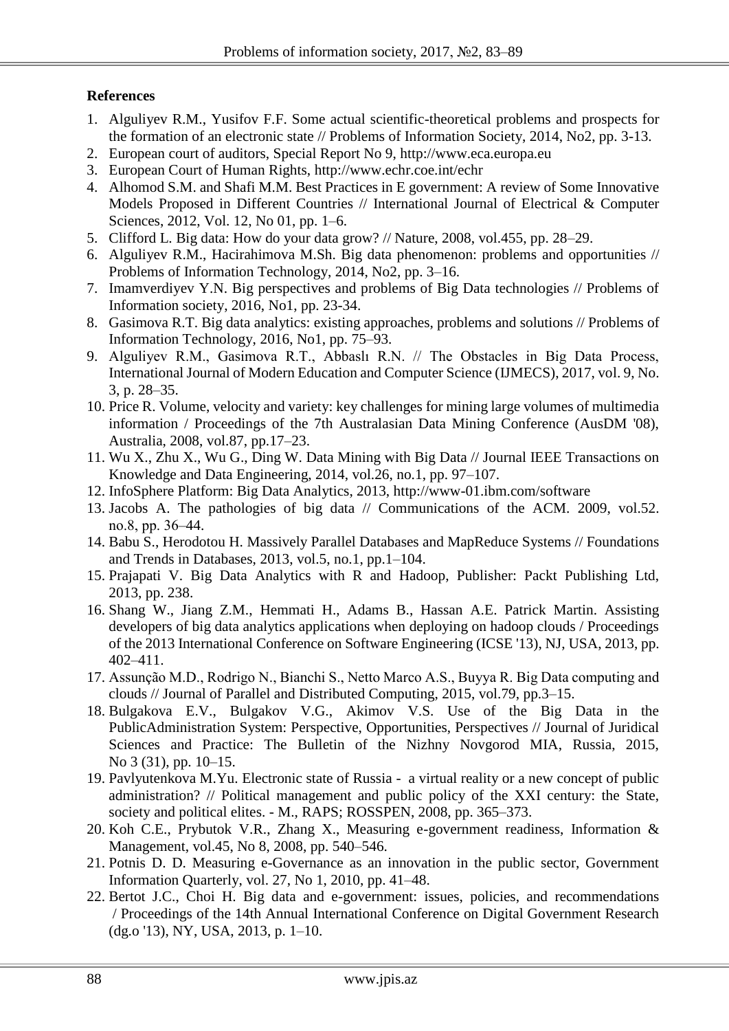**References**

1. Alguliyev R.M., Yusifov F.F. Some actual scientific-theoretical problems and prospects for the formation of an electronic state // Problems of Information Society, 2014, No2, pp. 3-13.
2. European court of auditors, Special Report No 9, http://www.eca.europa.eu
3. European Court of Human Rights, http://www.echr.coe.int/echr
4. Alhomod S.M. and Shafi M.M. Best Practices in E government: A review of Some Innovative Models Proposed in Different Countries // International Journal of Electrical & Computer Sciences, 2012, Vol. 12, No 01, pp. 1–6.
5. Clifford L. Big data: How do your data grow? // Nature, 2008, vol.455, pp. 28–29.
6. Alguliyev R.M., Hacirahimova M.Sh. Big data phenomenon: problems and opportunities // Problems of Information Technology, 2014, No2, pp. 3–16.
7. Imamverdiyev Y.N. Big perspectives and problems of Big Data technologies // Problems of Information society, 2016, No1, pp. 23-34.
8. Gasimova R.T. Big data analytics: existing approaches, problems and solutions // Problems of Information Technology, 2016, No1, pp. 75–93.
9. Alguliyev R.M., Gasimova R.T., Abbaslı R.N. // The Obstacles in Big Data Process, International Journal of Modern Education and Computer Science (IJMECS), 2017, vol. 9, No. 3, p. 28–35.
10. Price R. Volume, velocity and variety: key challenges for mining large volumes of multimedia information / Proceedings of the 7th Australasian Data Mining Conference (AusDM '08), Australia, 2008, vol.87, pp.17–23.
11. Wu X., Zhu X., Wu G., Ding W. Data Mining with Big Data // Journal IEEE Transactions on Knowledge and Data Engineering, 2014, vol.26, no.1, pp. 97–107.
12. InfoSphere Platform: Big Data Analytics, 2013, http://www-01.ibm.com/software
13. Jacobs A. The pathologies of big data // Communications of the ACM. 2009, vol.52. no.8, pp. 36–44.
14. Babu S., Herodotou H. Massively Parallel Databases and MapReduce Systems // Foundations and Trends in Databases, 2013, vol.5, no.1, pp.1–104.
15. Prajapati V. Big Data Analytics with R and Hadoop, Publisher: Packt Publishing Ltd, 2013, pp. 238.
16. Shang W., Jiang Z.M., Hemmati H., Adams B., Hassan A.E. Patrick Martin. Assisting developers of big data analytics applications when deploying on hadoop clouds / Proceedings of the 2013 International Conference on Software Engineering (ICSE '13), NJ, USA, 2013, pp. 402–411.
17. Assunção M.D., Rodrigo N., Bianchi S., Netto Marco A.S., Buyya R. Big Data computing and clouds // Journal of Parallel and Distributed Computing, 2015, vol.79, pp.3–15.
18. Bulgakova E.V., Bulgakov V.G., Akimov V.S. Use of the Big Data in the PublicAdministration System: Perspective, Opportunities, Perspectives // Journal of Juridical Sciences and Practice: The Bulletin of the Nizhny Novgorod MIA, Russia, 2015, No 3 (31), pp. 10–15.
19. Pavlyutenkova M.Yu. Electronic state of Russia - a virtual reality or a new concept of public administration? // Political management and public policy of the XXI century: the State, society and political elites. - M., RAPS; ROSSPEN, 2008, pp. 365–373.
20. Koh C.E., Prybutok V.R., Zhang X., Measuring e-government readiness, Information & Management, vol.45, No 8, 2008, pp. 540–546.
21. Potnis D. D. Measuring e-Governance as an innovation in the public sector, Government Information Quarterly, vol. 27, No 1, 2010, pp. 41–48.
22. Bertot J.C., Choi H. Big data and e-government: issues, policies, and recommendations / Proceedings of the 14th Annual International Conference on Digital Government Research (dg.o '13), NY, USA, 2013, p. 1–10.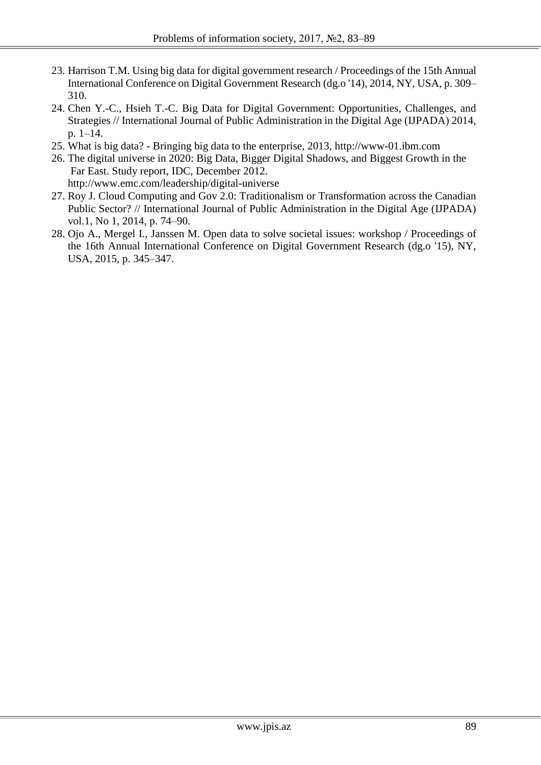23. Harrison T.M. Using big data for digital government research / Proceedings of the 15th Annual International Conference on Digital Government Research (dg.o '14), 2014, NY, USA, p. 309–310.
24. Chen Y.-C., Hsieh T.-C. Big Data for Digital Government: Opportunities, Challenges, and Strategies // International Journal of Public Administration in the Digital Age (IJPADA) 2014, p. 1–14.
25. What is big data? - Bringing big data to the enterprise, 2013, http://www-01.ibm.com
26. The digital universe in 2020: Big Data, Bigger Digital Shadows, and Biggest Growth in the Far East. Study report, IDC, December 2012. http://www.emc.com/leadership/digital-universe
27. Roy J. Cloud Computing and Gov 2.0: Traditionalism or Transformation across the Canadian Public Sector? // International Journal of Public Administration in the Digital Age (IJPADA) vol.1, No 1, 2014, p. 74–90.
28. Ojo A., Mergel I., Janssen M. Open data to solve societal issues: workshop / Proceedings of the 16th Annual International Conference on Digital Government Research (dg.o '15), NY, USA, 2015, p. 345–347.